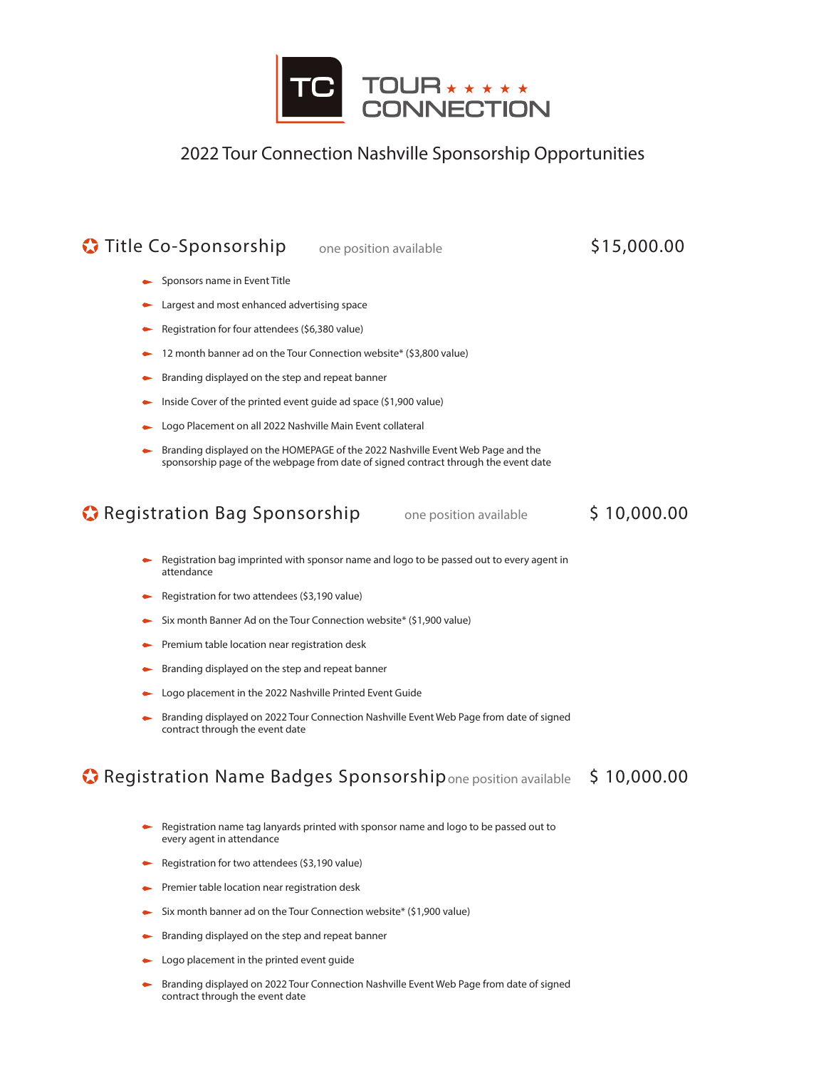# TOUR CONNECTION

## 2022 Tour Connection Nashville Sponsorship Opportunities

### Title Co-Sponsorship — one position available — $15,000.00

- Sponsors name in Event Title
- Largest and most enhanced advertising space
- Registration for four attendees ($6,380 value)
- 12 month banner ad on the Tour Connection website* ($3,800 value)
- Branding displayed on the step and repeat banner
- Inside Cover of the printed event guide ad space ($1,900 value)
- Logo Placement on all 2022 Nashville Main Event collateral
- Branding displayed on the HOMEPAGE of the 2022 Nashville Event Web Page and the sponsorship page of the webpage from date of signed contract through the event date

### Registration Bag Sponsorship — one position available — $ 10,000.00

- Registration bag imprinted with sponsor name and logo to be passed out to every agent in attendance
- Registration for two attendees ($3,190 value)
- Six month Banner Ad on the Tour Connection website* ($1,900 value)
- Premium table location near registration desk
- Branding displayed on the step and repeat banner
- Logo placement in the 2022 Nashville Printed Event Guide
- Branding displayed on 2022 Tour Connection Nashville Event Web Page from date of signed contract through the event date

### Registration Name Badges Sponsorship — one position available — $ 10,000.00

- Registration name tag lanyards printed with sponsor name and logo to be passed out to every agent in attendance
- Registration for two attendees ($3,190 value)
- Premier table location near registration desk
- Six month banner ad on the Tour Connection website* ($1,900 value)
- Branding displayed on the step and repeat banner
- Logo placement in the printed event guide
- Branding displayed on 2022 Tour Connection Nashville Event Web Page from date of signed contract through the event date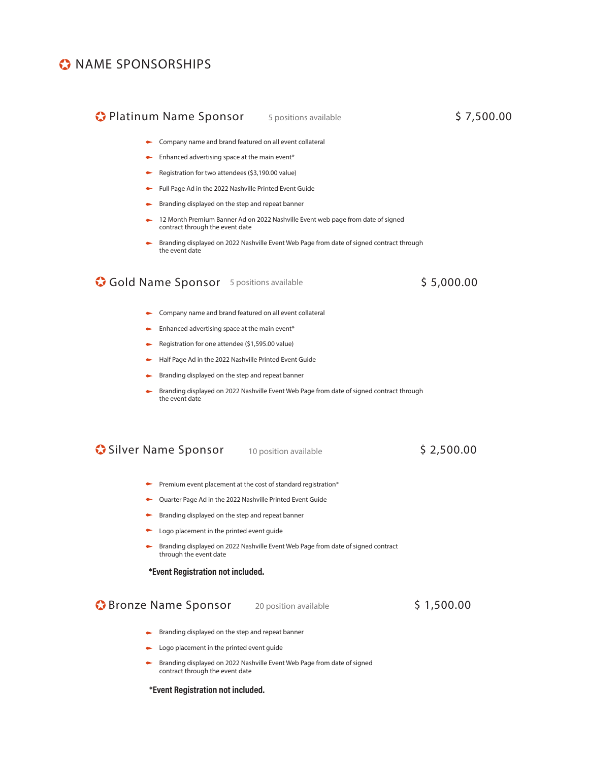# NAME SPONSORSHIPS

## Platinum Name Sponsor

5 positions available

$ 7,500.00

- Company name and brand featured on all event collateral
- Enhanced advertising space at the main event*
- Registration for two attendees ($3,190.00 value)
- Full Page Ad in the 2022 Nashville Printed Event Guide
- Branding displayed on the step and repeat banner
- 12 Month Premium Banner Ad on 2022 Nashville Event web page from date of signed contract through the event date
- Branding displayed on 2022 Nashville Event Web Page from date of signed contract through the event date

## Gold Name Sponsor

5 positions available

$ 5,000.00

- Company name and brand featured on all event collateral
- Enhanced advertising space at the main event*
- Registration for one attendee ($1,595.00 value)
- Half Page Ad in the 2022 Nashville Printed Event Guide
- Branding displayed on the step and repeat banner
- Branding displayed on 2022 Nashville Event Web Page from date of signed contract through the event date

## Silver Name Sponsor

10 position available

$ 2,500.00

- Premium event placement at the cost of standard registration*
- Quarter Page Ad in the 2022 Nashville Printed Event Guide
- Branding displayed on the step and repeat banner
- Logo placement in the printed event guide
- Branding displayed on 2022 Nashville Event Web Page from date of signed contract through the event date

**\*Event Registration not included.**

## Bronze Name Sponsor

20 position available

$ 1,500.00

- Branding displayed on the step and repeat banner
- Logo placement in the printed event guide
- Branding displayed on 2022 Nashville Event Web Page from date of signed contract through the event date

**\*Event Registration not included.**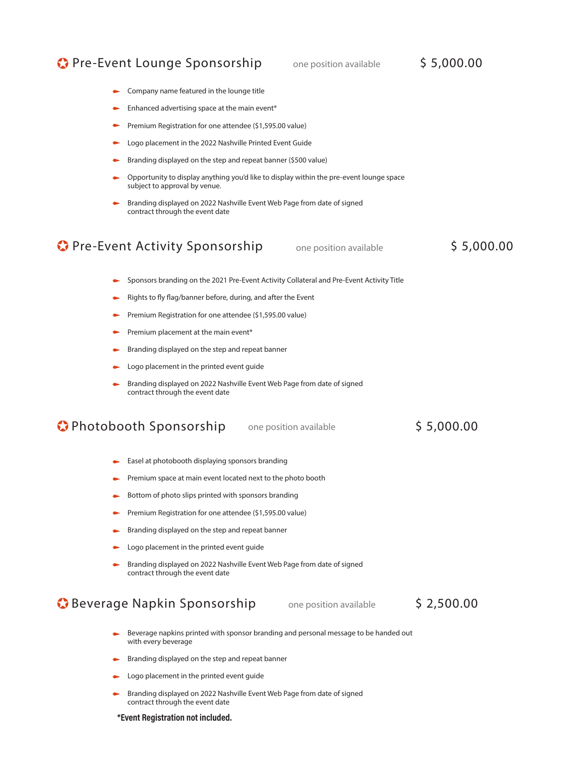## Pre-Event Lounge Sponsorship

one position available — $ 5,000.00

- Company name featured in the lounge title
- Enhanced advertising space at the main event*
- Premium Registration for one attendee ($1,595.00 value)
- Logo placement in the 2022 Nashville Printed Event Guide
- Branding displayed on the step and repeat banner ($500 value)
- Opportunity to display anything you'd like to display within the pre-event lounge space subject to approval by venue.
- Branding displayed on 2022 Nashville Event Web Page from date of signed contract through the event date

## Pre-Event Activity Sponsorship

one position available — $ 5,000.00

- Sponsors branding on the 2021 Pre-Event Activity Collateral and Pre-Event Activity Title
- Rights to fly flag/banner before, during, and after the Event
- Premium Registration for one attendee ($1,595.00 value)
- Premium placement at the main event*
- Branding displayed on the step and repeat banner
- Logo placement in the printed event guide
- Branding displayed on 2022 Nashville Event Web Page from date of signed contract through the event date

## Photobooth Sponsorship

one position available — $ 5,000.00

- Easel at photobooth displaying sponsors branding
- Premium space at main event located next to the photo booth
- Bottom of photo slips printed with sponsors branding
- Premium Registration for one attendee ($1,595.00 value)
- Branding displayed on the step and repeat banner
- Logo placement in the printed event guide
- Branding displayed on 2022 Nashville Event Web Page from date of signed contract through the event date

## Beverage Napkin Sponsorship

one position available — $ 2,500.00

- Beverage napkins printed with sponsor branding and personal message to be handed out with every beverage
- Branding displayed on the step and repeat banner
- Logo placement in the printed event guide
- Branding displayed on 2022 Nashville Event Web Page from date of signed contract through the event date

**\*Event Registration not included.**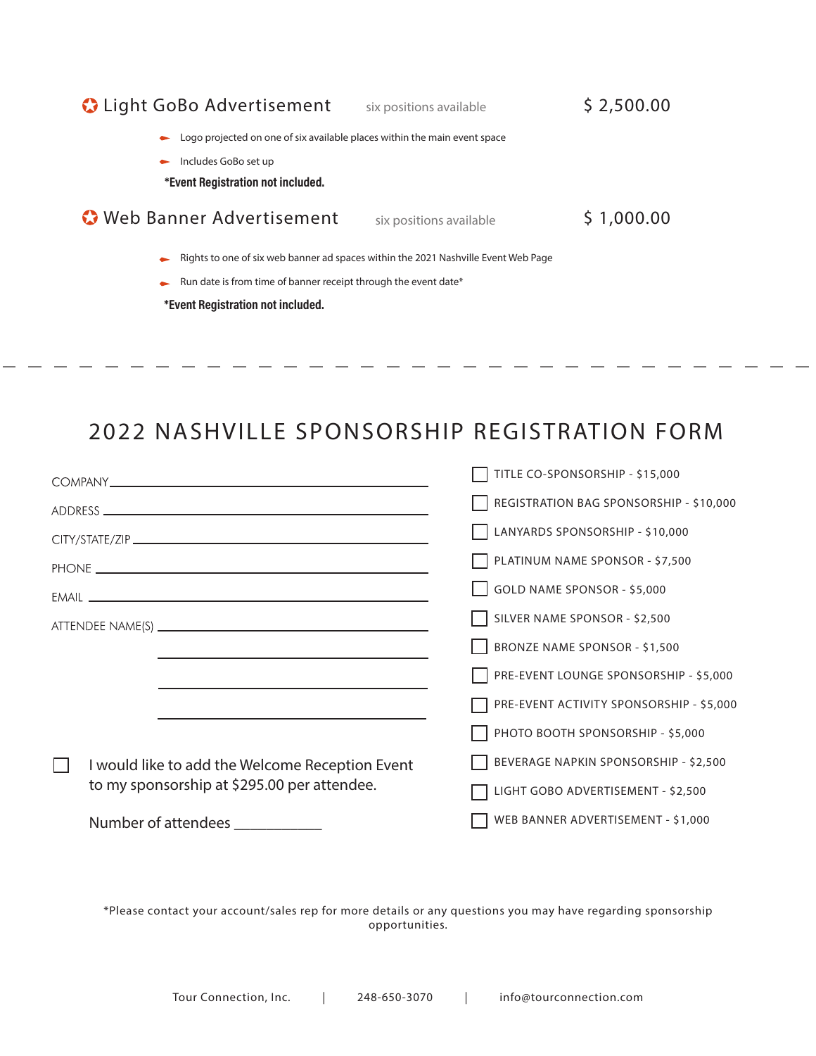## Light GoBo Advertisement — six positions available — $ 2,500.00

- Logo projected on one of six available places within the main event space
- Includes GoBo set up

**\*Event Registration not included.**

## Web Banner Advertisement — six positions available — $ 1,000.00

- Rights to one of six web banner ad spaces within the 2021 Nashville Event Web Page
- Run date is from time of banner receipt through the event date*

**\*Event Registration not included.**

---

# 2022 NASHVILLE SPONSORSHIP REGISTRATION FORM

COMPANY ______________________________

ADDRESS ______________________________

CITY/STATE/ZIP ______________________________

PHONE ______________________________

EMAIL ______________________________

ATTENDEE NAME(S) ______________________________

______________________________

______________________________

______________________________

☐ I would like to add the Welcome Reception Event to my sponsorship at $295.00 per attendee.

Number of attendees ___________

- ☐ TITLE CO-SPONSORSHIP - $15,000
- ☐ REGISTRATION BAG SPONSORSHIP - $10,000
- ☐ LANYARDS SPONSORSHIP - $10,000
- ☐ PLATINUM NAME SPONSOR - $7,500
- ☐ GOLD NAME SPONSOR - $5,000
- ☐ SILVER NAME SPONSOR - $2,500
- ☐ BRONZE NAME SPONSOR - $1,500
- ☐ PRE-EVENT LOUNGE SPONSORSHIP - $5,000
- ☐ PRE-EVENT ACTIVITY SPONSORSHIP - $5,000
- ☐ PHOTO BOOTH SPONSORSHIP - $5,000
- ☐ BEVERAGE NAPKIN SPONSORSHIP - $2,500
- ☐ LIGHT GOBO ADVERTISEMENT - $2,500
- ☐ WEB BANNER ADVERTISEMENT - $1,000

*Please contact your account/sales rep for more details or any questions you may have regarding sponsorship opportunities.

Tour Connection, Inc. | 248-650-3070 | info@tourconnection.com